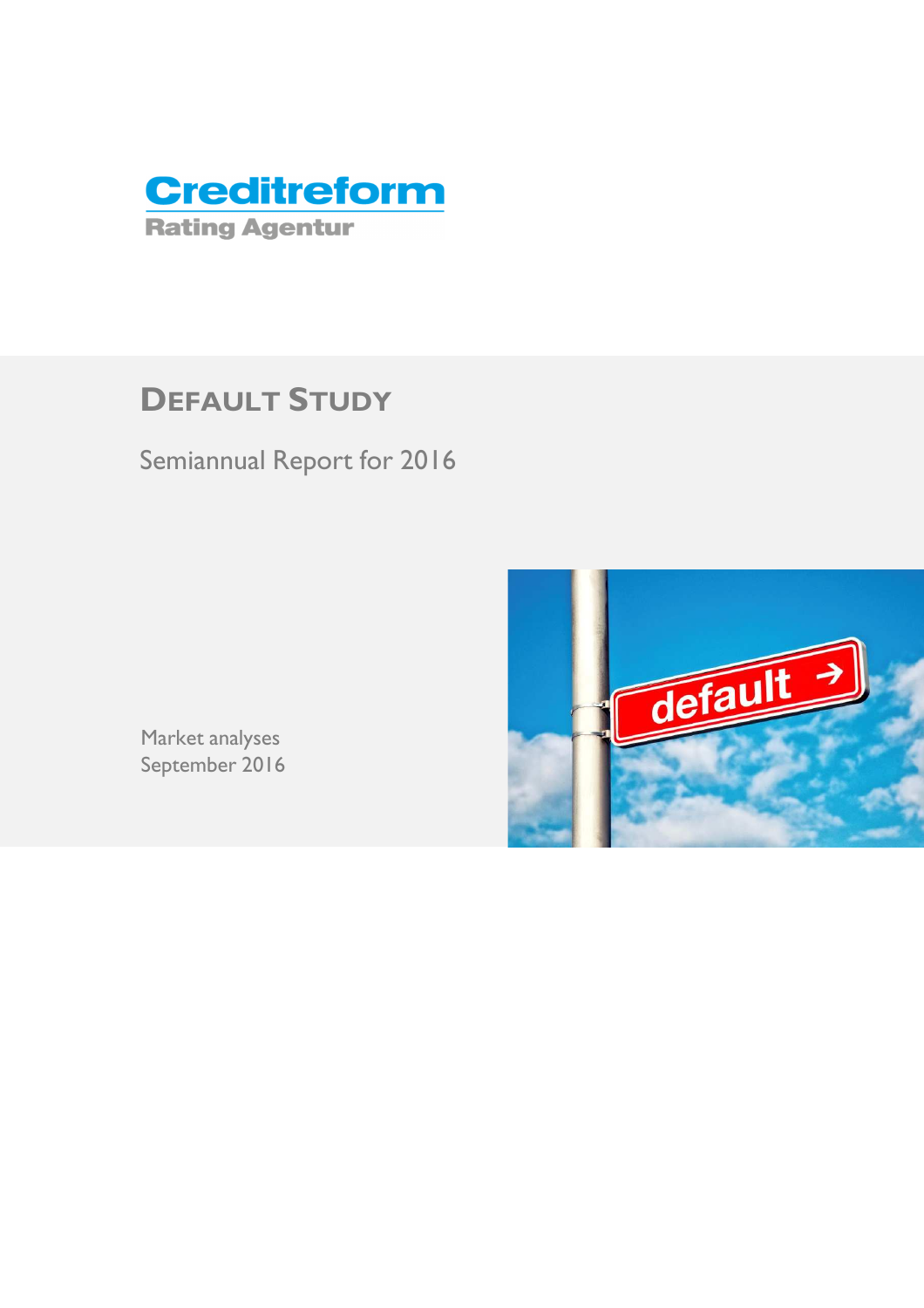Creditreform
Rating Agentur

# Default Study

Semiannual Report for 2016

Market analyses
September 2016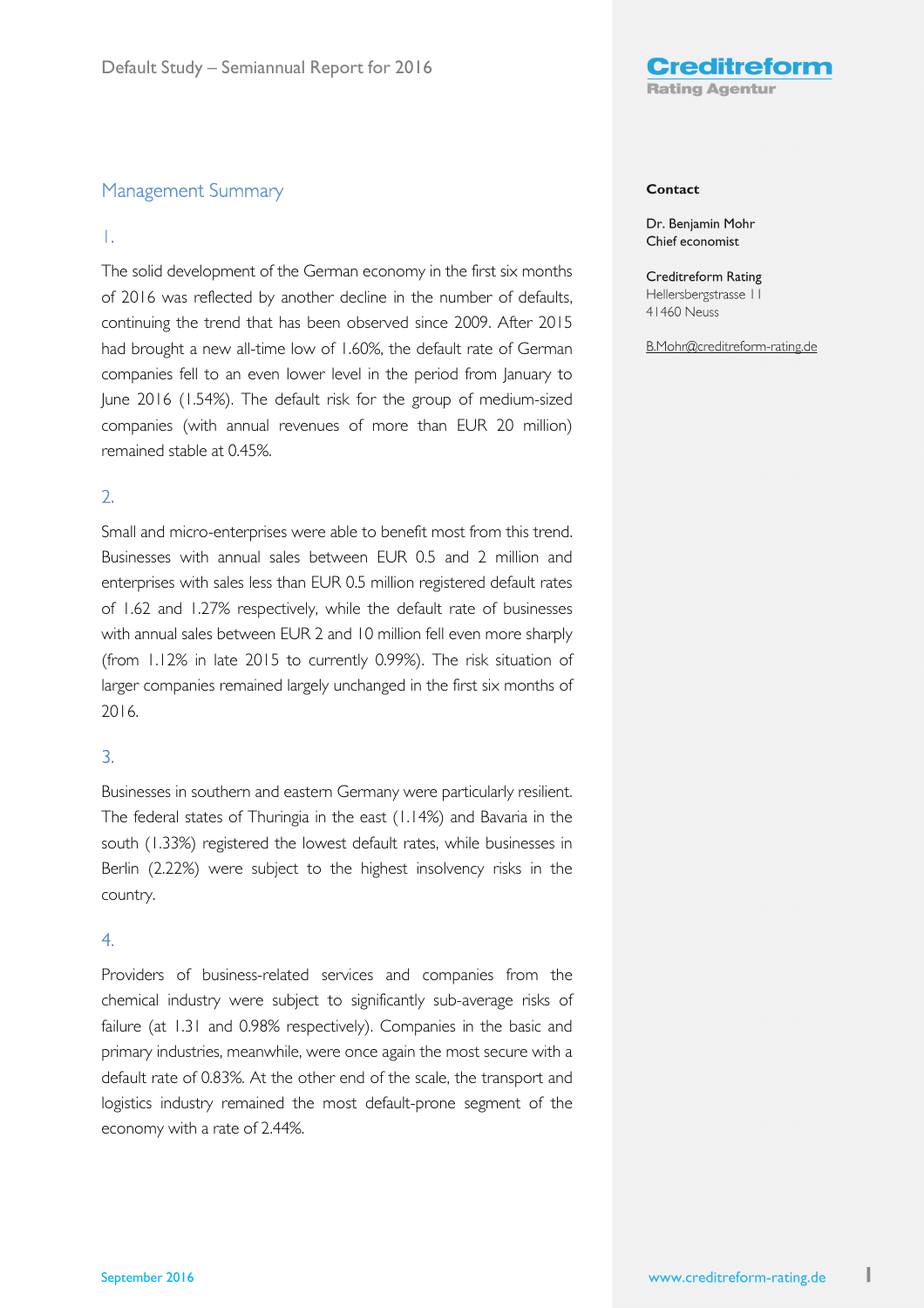## Management Summary

1.

The solid development of the German economy in the first six months of 2016 was reflected by another decline in the number of defaults, continuing the trend that has been observed since 2009. After 2015 had brought a new all-time low of 1.60%, the default rate of German companies fell to an even lower level in the period from January to June 2016 (1.54%). The default risk for the group of medium-sized companies (with annual revenues of more than EUR 20 million) remained stable at 0.45%.

2.

Small and micro-enterprises were able to benefit most from this trend. Businesses with annual sales between EUR 0.5 and 2 million and enterprises with sales less than EUR 0.5 million registered default rates of 1.62 and 1.27% respectively, while the default rate of businesses with annual sales between EUR 2 and 10 million fell even more sharply (from 1.12% in late 2015 to currently 0.99%). The risk situation of larger companies remained largely unchanged in the first six months of 2016.

3.

Businesses in southern and eastern Germany were particularly resilient. The federal states of Thuringia in the east (1.14%) and Bavaria in the south (1.33%) registered the lowest default rates, while businesses in Berlin (2.22%) were subject to the highest insolvency risks in the country.

4.

Providers of business-related services and companies from the chemical industry were subject to significantly sub-average risks of failure (at 1.31 and 0.98% respectively). Companies in the basic and primary industries, meanwhile, were once again the most secure with a default rate of 0.83%. At the other end of the scale, the transport and logistics industry remained the most default-prone segment of the economy with a rate of 2.44%.

**Contact**

Dr. Benjamin Mohr
Chief economist

Creditreform Rating
Hellersbergstrasse 11
41460 Neuss

B.Mohr@creditreform-rating.de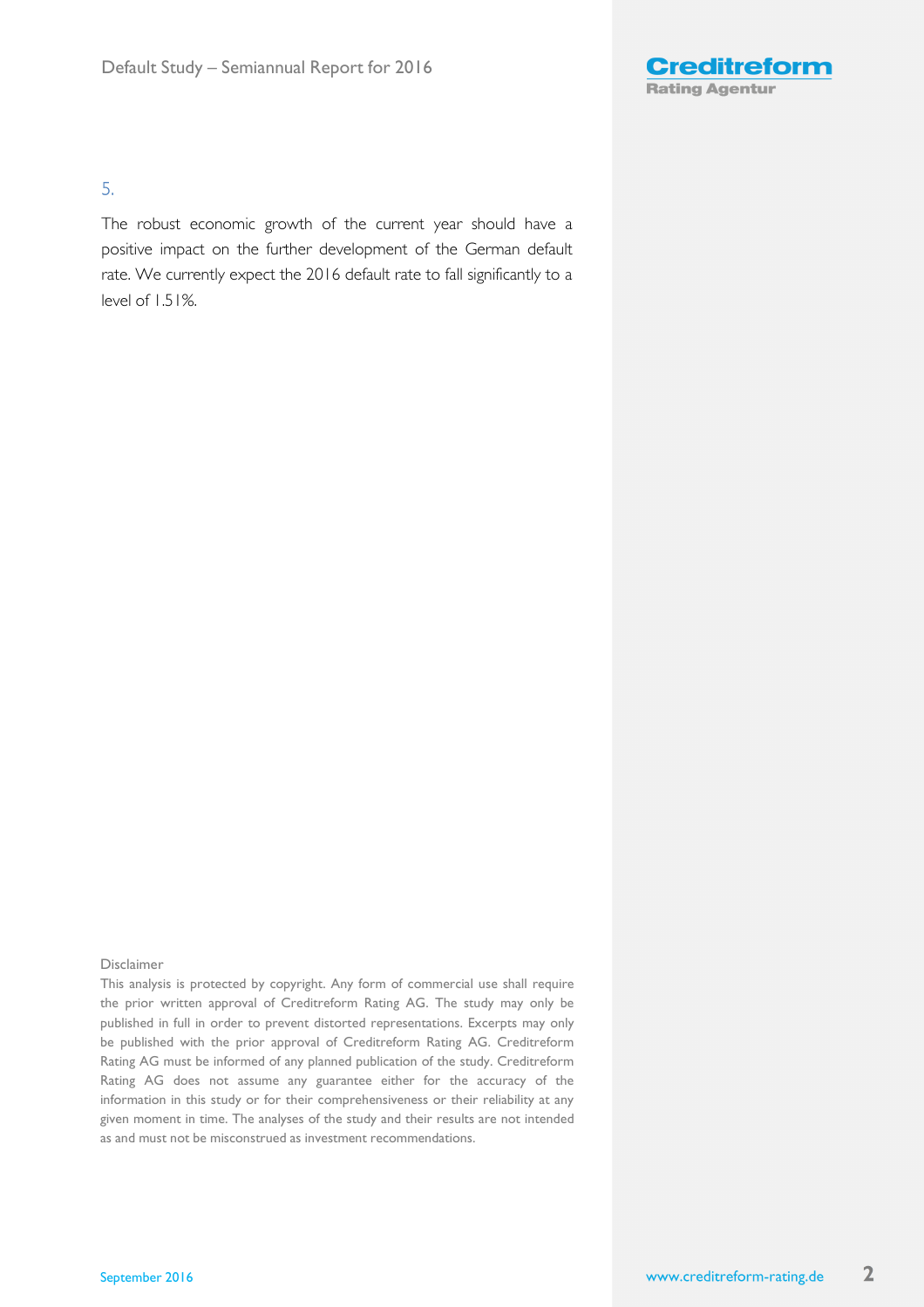5.

The robust economic growth of the current year should have a positive impact on the further development of the German default rate. We currently expect the 2016 default rate to fall significantly to a level of 1.51%.

Disclaimer

This analysis is protected by copyright. Any form of commercial use shall require the prior written approval of Creditreform Rating AG. The study may only be published in full in order to prevent distorted representations. Excerpts may only be published with the prior approval of Creditreform Rating AG. Creditreform Rating AG must be informed of any planned publication of the study. Creditreform Rating AG does not assume any guarantee either for the accuracy of the information in this study or for their comprehensiveness or their reliability at any given moment in time. The analyses of the study and their results are not intended as and must not be misconstrued as investment recommendations.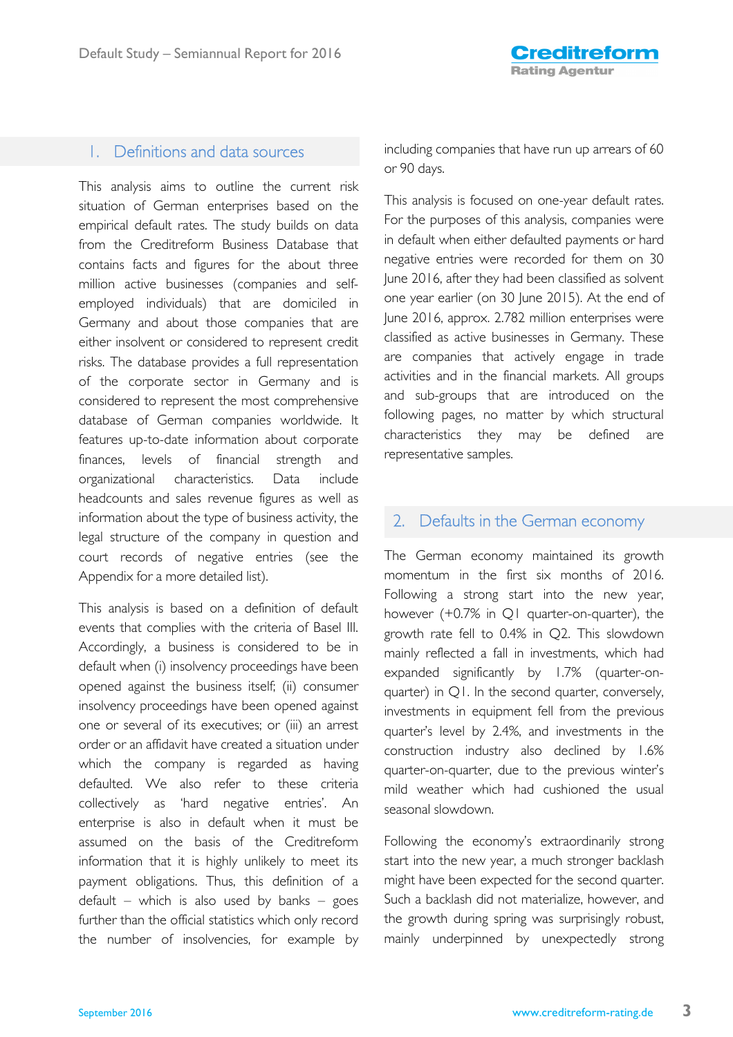## 1. Definitions and data sources

This analysis aims to outline the current risk situation of German enterprises based on the empirical default rates. The study builds on data from the Creditreform Business Database that contains facts and figures for the about three million active businesses (companies and self-employed individuals) that are domiciled in Germany and about those companies that are either insolvent or considered to represent credit risks. The database provides a full representation of the corporate sector in Germany and is considered to represent the most comprehensive database of German companies worldwide. It features up-to-date information about corporate finances, levels of financial strength and organizational characteristics. Data include headcounts and sales revenue figures as well as information about the type of business activity, the legal structure of the company in question and court records of negative entries (see the Appendix for a more detailed list).

This analysis is based on a definition of default events that complies with the criteria of Basel III. Accordingly, a business is considered to be in default when (i) insolvency proceedings have been opened against the business itself; (ii) consumer insolvency proceedings have been opened against one or several of its executives; or (iii) an arrest order or an affidavit have created a situation under which the company is regarded as having defaulted. We also refer to these criteria collectively as 'hard negative entries'. An enterprise is also in default when it must be assumed on the basis of the Creditreform information that it is highly unlikely to meet its payment obligations. Thus, this definition of a default – which is also used by banks – goes further than the official statistics which only record the number of insolvencies, for example by including companies that have run up arrears of 60 or 90 days.

This analysis is focused on one-year default rates. For the purposes of this analysis, companies were in default when either defaulted payments or hard negative entries were recorded for them on 30 June 2016, after they had been classified as solvent one year earlier (on 30 June 2015). At the end of June 2016, approx. 2.782 million enterprises were classified as active businesses in Germany. These are companies that actively engage in trade activities and in the financial markets. All groups and sub-groups that are introduced on the following pages, no matter by which structural characteristics they may be defined are representative samples.

## 2. Defaults in the German economy

The German economy maintained its growth momentum in the first six months of 2016. Following a strong start into the new year, however (+0.7% in Q1 quarter-on-quarter), the growth rate fell to 0.4% in Q2. This slowdown mainly reflected a fall in investments, which had expanded significantly by 1.7% (quarter-on-quarter) in Q1. In the second quarter, conversely, investments in equipment fell from the previous quarter's level by 2.4%, and investments in the construction industry also declined by 1.6% quarter-on-quarter, due to the previous winter's mild weather which had cushioned the usual seasonal slowdown.

Following the economy's extraordinarily strong start into the new year, a much stronger backlash might have been expected for the second quarter. Such a backlash did not materialize, however, and the growth during spring was surprisingly robust, mainly underpinned by unexpectedly strong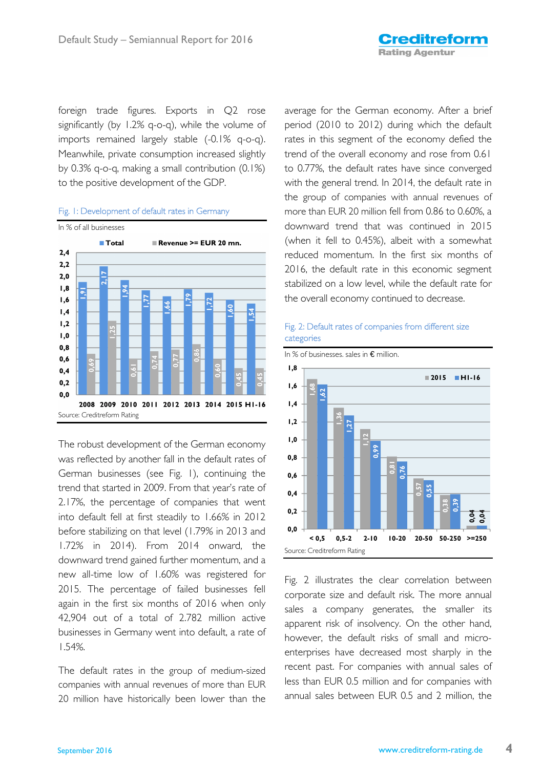foreign trade figures. Exports in Q2 rose significantly (by 1.2% q-o-q), while the volume of imports remained largely stable (-0.1% q-o-q). Meanwhile, private consumption increased slightly by 0.3% q-o-q, making a small contribution (0.1%) to the positive development of the GDP.

Fig. 1: Development of default rates in Germany

In % of all businesses

| Year | Total | Revenue >= EUR 20 mn. |
|---|---|---|
| 2008 | 1,91 | 0,69 |
| 2009 | 2,17 | 1,25 |
| 2010 | 1,94 | 0,61 |
| 2011 | 1,77 | 0,74 |
| 2012 | 1,66 | 0,77 |
| 2013 | 1,79 | 0,86 |
| 2014 | 1,72 | 0,60 |
| 2015 | 1,60 | 0,45 |
| HI-16 | 1,54 | 0,45 |

Source: Creditreform Rating

The robust development of the German economy was reflected by another fall in the default rates of German businesses (see Fig. 1), continuing the trend that started in 2009. From that year's rate of 2.17%, the percentage of companies that went into default fell at first steadily to 1.66% in 2012 before stabilizing on that level (1.79% in 2013 and 1.72% in 2014). From 2014 onward, the downward trend gained further momentum, and a new all-time low of 1.60% was registered for 2015. The percentage of failed businesses fell again in the first six months of 2016 when only 42,904 out of a total of 2.782 million active businesses in Germany went into default, a rate of 1.54%.

The default rates in the group of medium-sized companies with annual revenues of more than EUR 20 million have historically been lower than the average for the German economy. After a brief period (2010 to 2012) during which the default rates in this segment of the economy defied the trend of the overall economy and rose from 0.61 to 0.77%, the default rates have since converged with the general trend. In 2014, the default rate in the group of companies with annual revenues of more than EUR 20 million fell from 0.86 to 0.60%, a downward trend that was continued in 2015 (when it fell to 0.45%), albeit with a somewhat reduced momentum. In the first six months of 2016, the default rate in this economic segment stabilized on a low level, while the default rate for the overall economy continued to decrease.

Fig. 2: Default rates of companies from different size categories

In % of businesses. sales in € million.

| Sales | 2015 | HI-16 |
|---|---|---|
| < 0,5 | 1,68 | 1,62 |
| 0,5-2 | 1,36 | 1,27 |
| 2-10 | 1,12 | 0,99 |
| 10-20 | 0,81 | 0,76 |
| 20-50 | 0,57 | 0,55 |
| 50-250 | 0,38 | 0,39 |
| >=250 | 0,04 | 0,04 |

Source: Creditreform Rating

Fig. 2 illustrates the clear correlation between corporate size and default risk. The more annual sales a company generates, the smaller its apparent risk of insolvency. On the other hand, however, the default risks of small and micro-enterprises have decreased most sharply in the recent past. For companies with annual sales of less than EUR 0.5 million and for companies with annual sales between EUR 0.5 and 2 million, the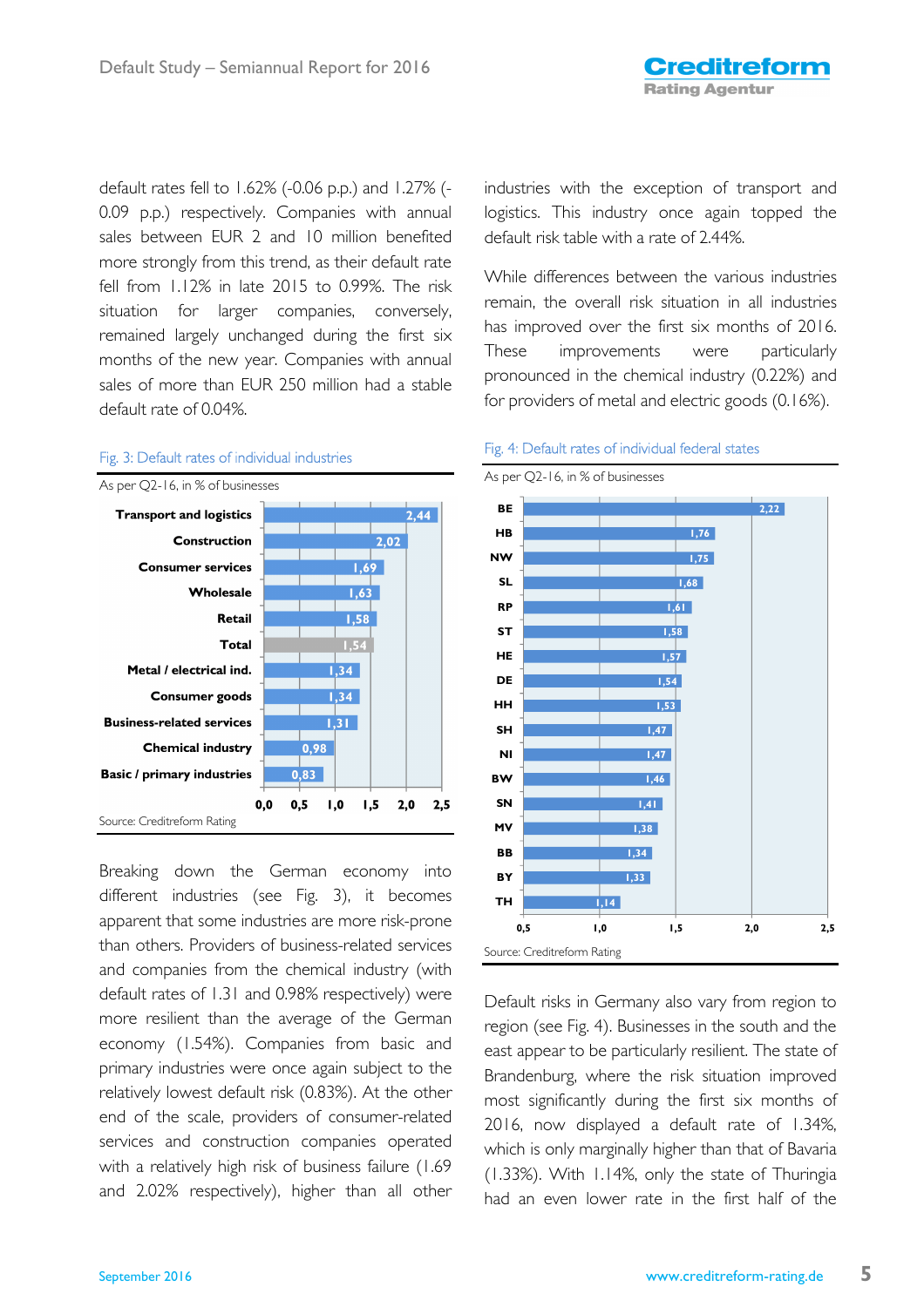default rates fell to 1.62% (-0.06 p.p.) and 1.27% (-0.09 p.p.) respectively. Companies with annual sales between EUR 2 and 10 million benefited more strongly from this trend, as their default rate fell from 1.12% in late 2015 to 0.99%. The risk situation for larger companies, conversely, remained largely unchanged during the first six months of the new year. Companies with annual sales of more than EUR 250 million had a stable default rate of 0.04%.

Fig. 3: Default rates of individual industries

As per Q2-16, in % of businesses

| Industry | Default rate |
|---|---|
| Transport and logistics | 2,44 |
| Construction | 2,02 |
| Consumer services | 1,69 |
| Wholesale | 1,63 |
| Retail | 1,58 |
| Total | 1,54 |
| Metal / electrical ind. | 1,34 |
| Consumer goods | 1,34 |
| Business-related services | 1,31 |
| Chemical industry | 0,98 |
| Basic / primary industries | 0,83 |

Source: Creditreform Rating

Breaking down the German economy into different industries (see Fig. 3), it becomes apparent that some industries are more risk-prone than others. Providers of business-related services and companies from the chemical industry (with default rates of 1.31 and 0.98% respectively) were more resilient than the average of the German economy (1.54%). Companies from basic and primary industries were once again subject to the relatively lowest default risk (0.83%). At the other end of the scale, providers of consumer-related services and construction companies operated with a relatively high risk of business failure (1.69 and 2.02% respectively), higher than all other industries with the exception of transport and logistics. This industry once again topped the default risk table with a rate of 2.44%.

While differences between the various industries remain, the overall risk situation in all industries has improved over the first six months of 2016. These improvements were particularly pronounced in the chemical industry (0.22%) and for providers of metal and electric goods (0.16%).

Fig. 4: Default rates of individual federal states

As per Q2-16, in % of businesses

| Federal state | Default rate |
|---|---|
| BE | 2,22 |
| HB | 1,76 |
| NW | 1,75 |
| SL | 1,68 |
| RP | 1,61 |
| ST | 1,58 |
| HE | 1,57 |
| DE | 1,54 |
| HH | 1,53 |
| SH | 1,47 |
| NI | 1,47 |
| BW | 1,46 |
| SN | 1,41 |
| MV | 1,38 |
| BB | 1,34 |
| BY | 1,33 |
| TH | 1,14 |

Source: Creditreform Rating

Default risks in Germany also vary from region to region (see Fig. 4). Businesses in the south and the east appear to be particularly resilient. The state of Brandenburg, where the risk situation improved most significantly during the first six months of 2016, now displayed a default rate of 1.34%, which is only marginally higher than that of Bavaria (1.33%). With 1.14%, only the state of Thuringia had an even lower rate in the first half of the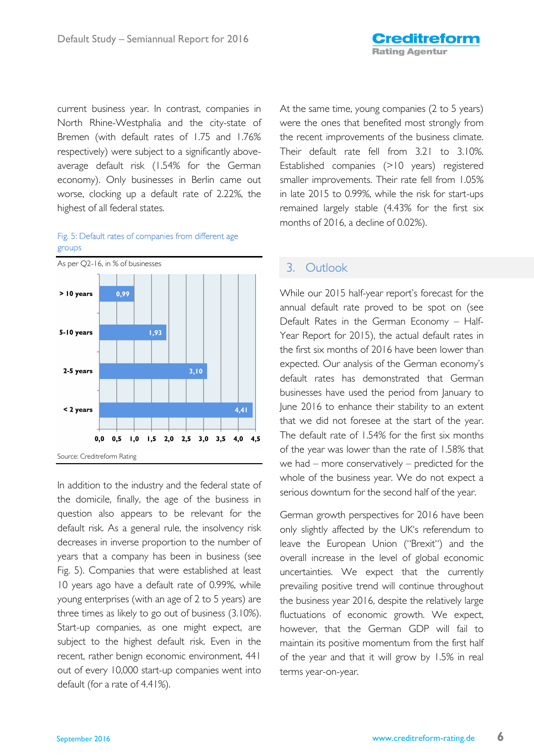current business year. In contrast, companies in North Rhine-Westphalia and the city-state of Bremen (with default rates of 1.75 and 1.76% respectively) were subject to a significantly above-average default risk (1.54% for the German economy). Only businesses in Berlin came out worse, clocking up a default rate of 2.22%, the highest of all federal states.

Fig. 5: Default rates of companies from different age groups

As per Q2-16, in % of businesses

| Age group | Default rate |
|---|---|
| > 10 years | 0,99 |
| 5-10 years | 1,93 |
| 2-5 years | 3,10 |
| < 2 years | 4,41 |

Source: Creditreform Rating

In addition to the industry and the federal state of the domicile, finally, the age of the business in question also appears to be relevant for the default risk. As a general rule, the insolvency risk decreases in inverse proportion to the number of years that a company has been in business (see Fig. 5). Companies that were established at least 10 years ago have a default rate of 0.99%, while young enterprises (with an age of 2 to 5 years) are three times as likely to go out of business (3.10%). Start-up companies, as one might expect, are subject to the highest default risk. Even in the recent, rather benign economic environment, 441 out of every 10,000 start-up companies went into default (for a rate of 4.41%).

At the same time, young companies (2 to 5 years) were the ones that benefited most strongly from the recent improvements of the business climate. Their default rate fell from 3.21 to 3.10%. Established companies (>10 years) registered smaller improvements. Their rate fell from 1.05% in late 2015 to 0.99%, while the risk for start-ups remained largely stable (4.43% for the first six months of 2016, a decline of 0.02%).

## 3. Outlook

While our 2015 half-year report's forecast for the annual default rate proved to be spot on (see Default Rates in the German Economy – Half-Year Report for 2015), the actual default rates in the first six months of 2016 have been lower than expected. Our analysis of the German economy's default rates has demonstrated that German businesses have used the period from January to June 2016 to enhance their stability to an extent that we did not foresee at the start of the year. The default rate of 1.54% for the first six months of the year was lower than the rate of 1.58% that we had – more conservatively – predicted for the whole of the business year. We do not expect a serious downturn for the second half of the year.

German growth perspectives for 2016 have been only slightly affected by the UK's referendum to leave the European Union ("Brexit") and the overall increase in the level of global economic uncertainties. We expect that the currently prevailing positive trend will continue throughout the business year 2016, despite the relatively large fluctuations of economic growth. We expect, however, that the German GDP will fail to maintain its positive momentum from the first half of the year and that it will grow by 1.5% in real terms year-on-year.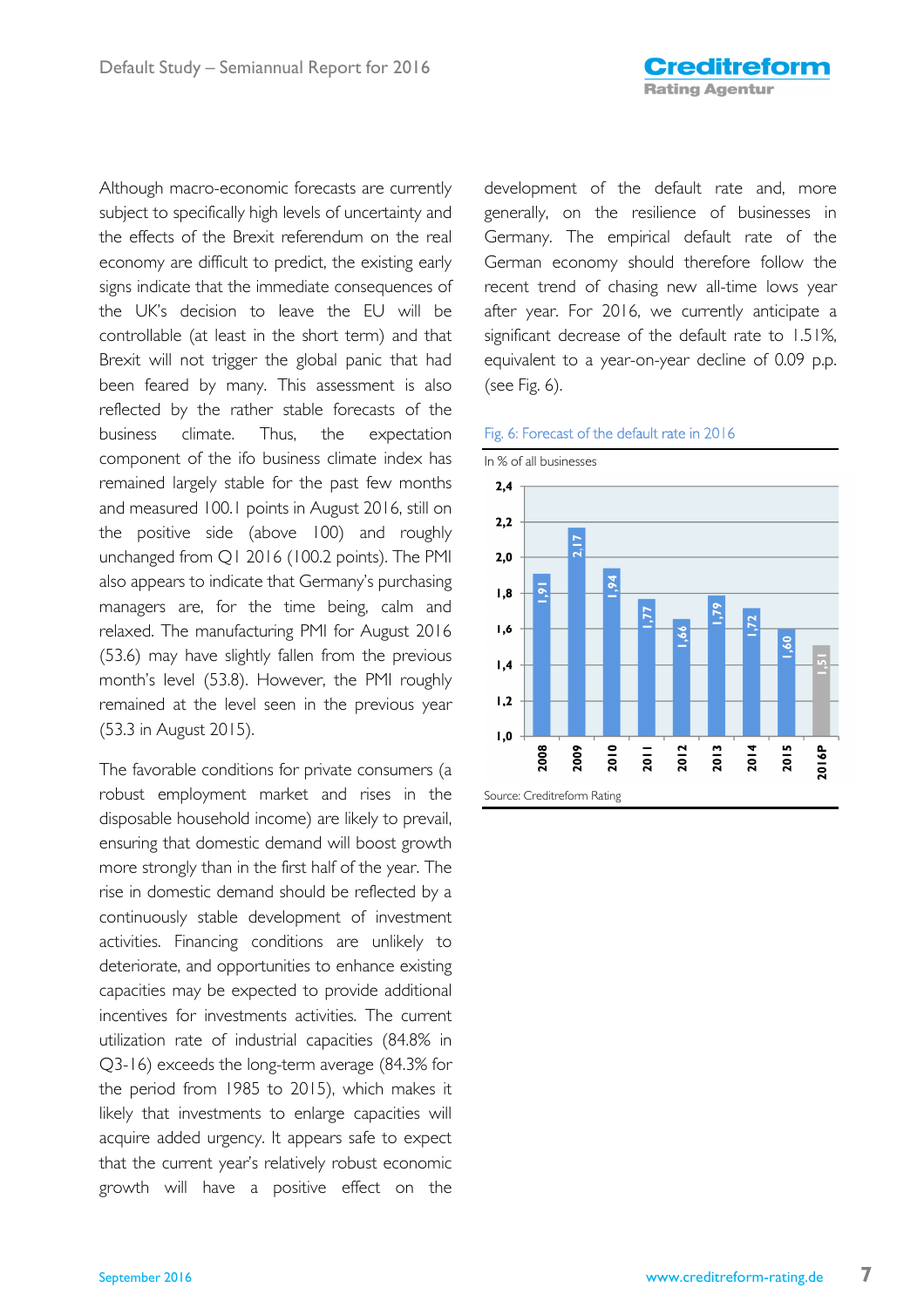Although macro-economic forecasts are currently subject to specifically high levels of uncertainty and the effects of the Brexit referendum on the real economy are difficult to predict, the existing early signs indicate that the immediate consequences of the UK's decision to leave the EU will be controllable (at least in the short term) and that Brexit will not trigger the global panic that had been feared by many. This assessment is also reflected by the rather stable forecasts of the business climate. Thus, the expectation component of the ifo business climate index has remained largely stable for the past few months and measured 100.1 points in August 2016, still on the positive side (above 100) and roughly unchanged from Q1 2016 (100.2 points). The PMI also appears to indicate that Germany's purchasing managers are, for the time being, calm and relaxed. The manufacturing PMI for August 2016 (53.6) may have slightly fallen from the previous month's level (53.8). However, the PMI roughly remained at the level seen in the previous year (53.3 in August 2015).

The favorable conditions for private consumers (a robust employment market and rises in the disposable household income) are likely to prevail, ensuring that domestic demand will boost growth more strongly than in the first half of the year. The rise in domestic demand should be reflected by a continuously stable development of investment activities. Financing conditions are unlikely to deteriorate, and opportunities to enhance existing capacities may be expected to provide additional incentives for investments activities. The current utilization rate of industrial capacities (84.8% in Q3-16) exceeds the long-term average (84.3% for the period from 1985 to 2015), which makes it likely that investments to enlarge capacities will acquire added urgency. It appears safe to expect that the current year's relatively robust economic growth will have a positive effect on the development of the default rate and, more generally, on the resilience of businesses in Germany. The empirical default rate of the German economy should therefore follow the recent trend of chasing new all-time lows year after year. For 2016, we currently anticipate a significant decrease of the default rate to 1.51%, equivalent to a year-on-year decline of 0.09 p.p. (see Fig. 6).

Fig. 6: Forecast of the default rate in 2016

In % of all businesses

| Year | Default rate |
|---|---|
| 2008 | 1,91 |
| 2009 | 2,17 |
| 2010 | 1,94 |
| 2011 | 1,77 |
| 2012 | 1,66 |
| 2013 | 1,79 |
| 2014 | 1,72 |
| 2015 | 1,60 |
| 2016P | 1,51 |

Source: Creditreform Rating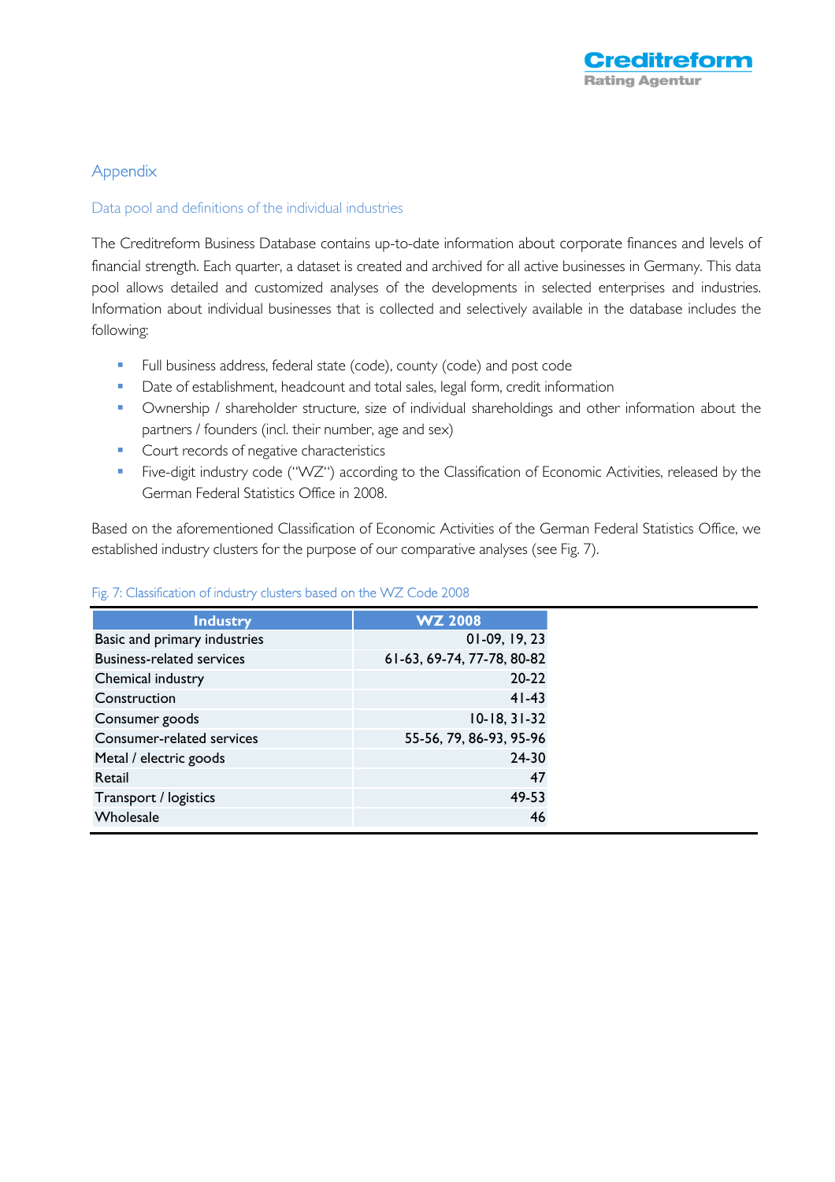# Appendix

## Data pool and definitions of the individual industries

The Creditreform Business Database contains up-to-date information about corporate finances and levels of financial strength. Each quarter, a dataset is created and archived for all active businesses in Germany. This data pool allows detailed and customized analyses of the developments in selected enterprises and industries. Information about individual businesses that is collected and selectively available in the database includes the following:

- Full business address, federal state (code), county (code) and post code
- Date of establishment, headcount and total sales, legal form, credit information
- Ownership / shareholder structure, size of individual shareholdings and other information about the partners / founders (incl. their number, age and sex)
- Court records of negative characteristics
- Five-digit industry code ("WZ") according to the Classification of Economic Activities, released by the German Federal Statistics Office in 2008.

Based on the aforementioned Classification of Economic Activities of the German Federal Statistics Office, we established industry clusters for the purpose of our comparative analyses (see Fig. 7).

Fig. 7: Classification of industry clusters based on the WZ Code 2008

| Industry | WZ 2008 |
|---|---:|
| Basic and primary industries | 01-09, 19, 23 |
| Business-related services | 61-63, 69-74, 77-78, 80-82 |
| Chemical industry | 20-22 |
| Construction | 41-43 |
| Consumer goods | 10-18, 31-32 |
| Consumer-related services | 55-56, 79, 86-93, 95-96 |
| Metal / electric goods | 24-30 |
| Retail | 47 |
| Transport / logistics | 49-53 |
| Wholesale | 46 |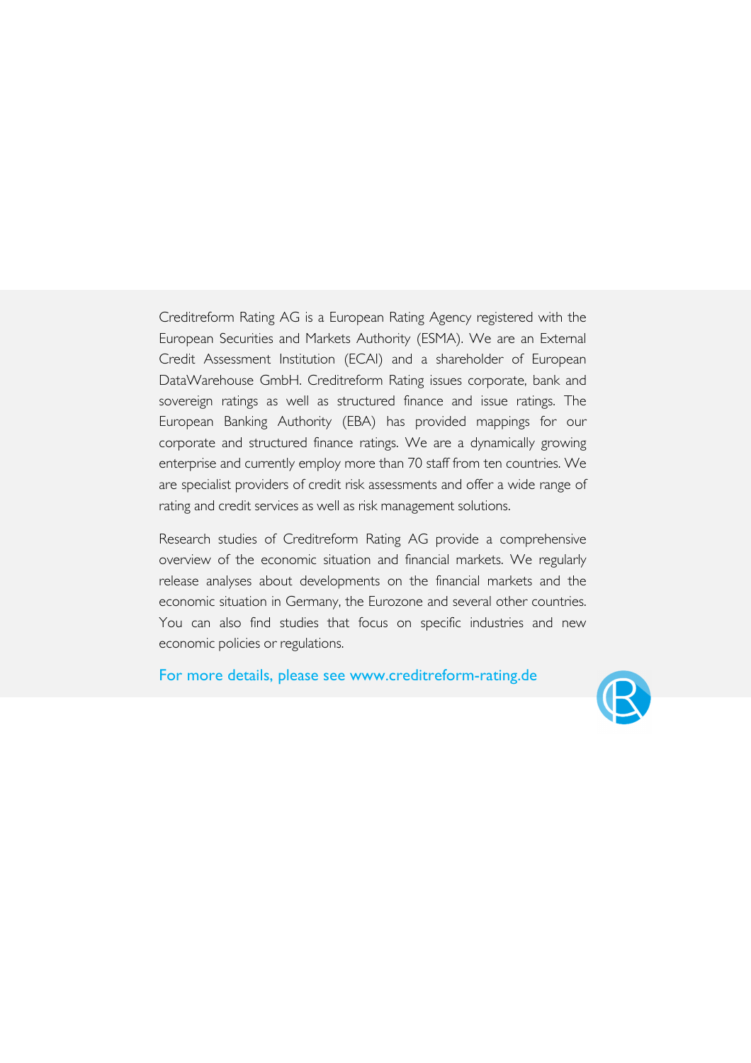Creditreform Rating AG is a European Rating Agency registered with the European Securities and Markets Authority (ESMA). We are an External Credit Assessment Institution (ECAI) and a shareholder of European DataWarehouse GmbH. Creditreform Rating issues corporate, bank and sovereign ratings as well as structured finance and issue ratings. The European Banking Authority (EBA) has provided mappings for our corporate and structured finance ratings. We are a dynamically growing enterprise and currently employ more than 70 staff from ten countries. We are specialist providers of credit risk assessments and offer a wide range of rating and credit services as well as risk management solutions.

Research studies of Creditreform Rating AG provide a comprehensive overview of the economic situation and financial markets. We regularly release analyses about developments on the financial markets and the economic situation in Germany, the Eurozone and several other countries. You can also find studies that focus on specific industries and new economic policies or regulations.

For more details, please see www.creditreform-rating.de